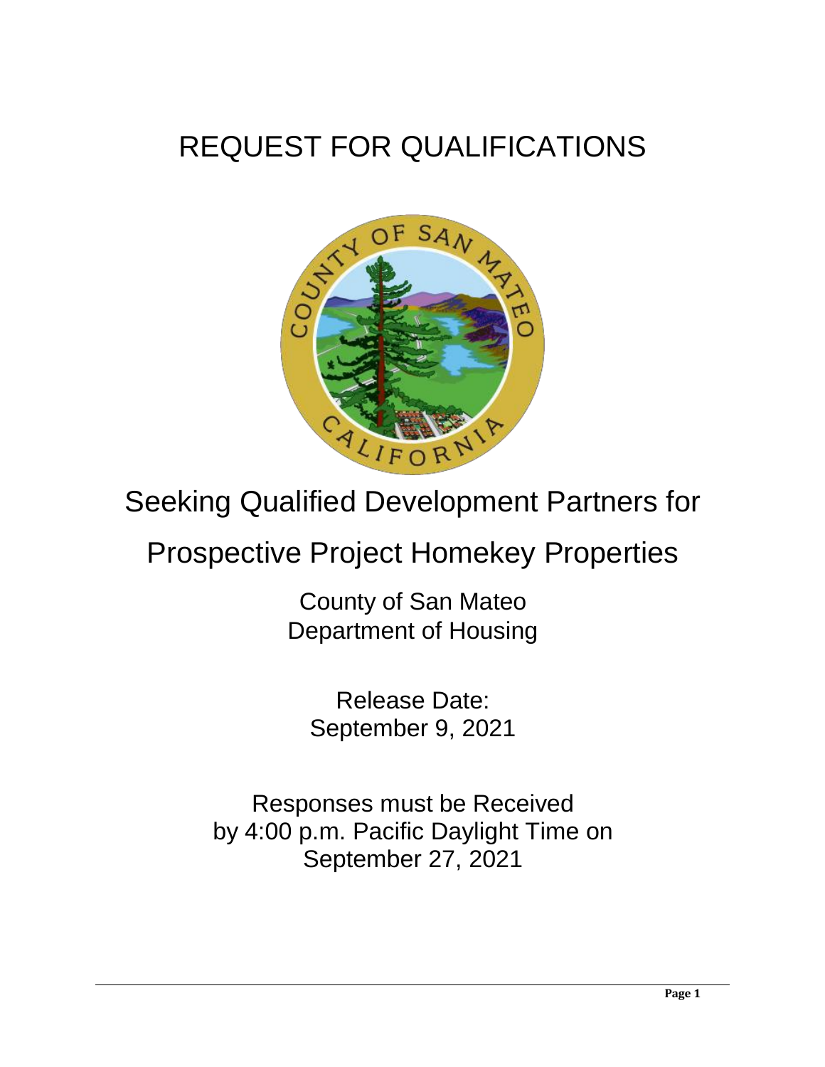# REQUEST FOR QUALIFICATIONS

## Seeking Qualified Development Partners for Prospective Project Homekey Properties

County of San Mateo
Department of Housing

Release Date:
September 9, 2021

Responses must be Received
by 4:00 p.m. Pacific Daylight Time on
September 27, 2021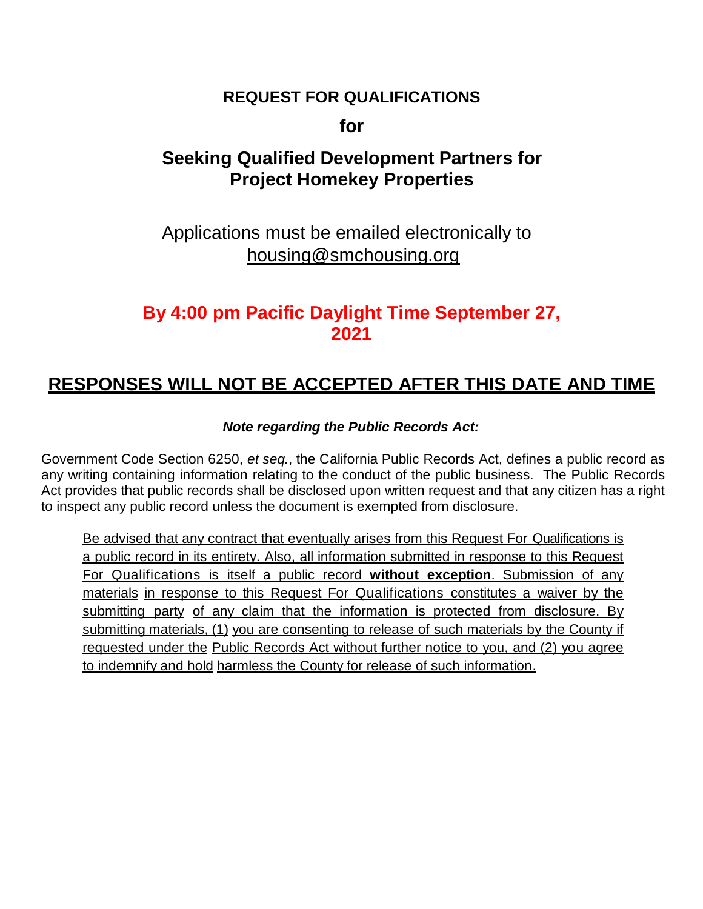# REQUEST FOR QUALIFICATIONS

**for**

## Seeking Qualified Development Partners for Project Homekey Properties

Applications must be emailed electronically to housing@smchousing.org

**By 4:00 pm Pacific Daylight Time September 27, 2021**

## RESPONSES WILL NOT BE ACCEPTED AFTER THIS DATE AND TIME

***Note regarding the Public Records Act:***

Government Code Section 6250, *et seq.*, the California Public Records Act, defines a public record as any writing containing information relating to the conduct of the public business. The Public Records Act provides that public records shall be disclosed upon written request and that any citizen has a right to inspect any public record unless the document is exempted from disclosure.

> Be advised that any contract that eventually arises from this Request For Qualifications is a public record in its entirety. Also, all information submitted in response to this Request For Qualifications is itself a public record **without exception**. Submission of any materials in response to this Request For Qualifications constitutes a waiver by the submitting party of any claim that the information is protected from disclosure. By submitting materials, (1) you are consenting to release of such materials by the County if requested under the Public Records Act without further notice to you, and (2) you agree to indemnify and hold harmless the County for release of such information.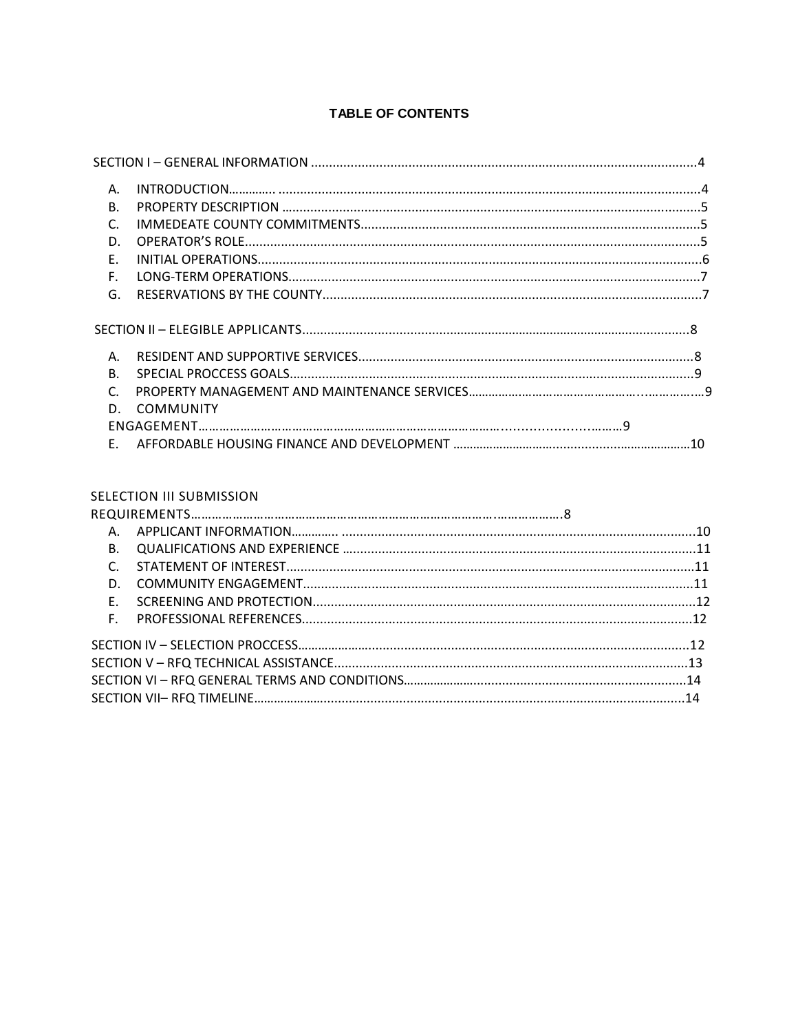# TABLE OF CONTENTS

SECTION I – GENERAL INFORMATION ....................................................................................................4

- A. INTRODUCTION............ .......................................................................................................................4
- B. PROPERTY DESCRIPTION ...................................................................................................................5
- C. IMMEDEATE COUNTY COMMITMENTS...........................................................................................5
- D. OPERATOR'S ROLE...............................................................................................................................5
- E. INITIAL OPERATIONS..........................................................................................................................6
- F. LONG-TERM OPERATIONS...................................................................................................................7
- G. RESERVATIONS BY THE COUNTY.....................................................................................................7

SECTION II – ELEGIBLE APPLICANTS.................................................................................................8

- A. RESIDENT AND SUPPORTIVE SERVICES.........................................................................................8
- B. SPECIAL PROCCESS GOALS...............................................................................................................9
- C. PROPERTY MANAGEMENT AND MAINTENANCE SERVICES.......................................................9
- D. COMMUNITY ENGAGEMENT.............................................................................................................9
- E. AFFORDABLE HOUSING FINANCE AND DEVELOPMENT ............................................................10

SELECTION III SUBMISSION REQUIREMENTS....................................................................................8

- A. APPLICANT INFORMATION............. .................................................................................................10
- B. QUALIFICATIONS AND EXPERIENCE ..............................................................................................11
- C. STATEMENT OF INTEREST.................................................................................................................11
- D. COMMUNITY ENGAGEMENT.............................................................................................................11
- E. SCREENING AND PROTECTION..........................................................................................................12
- F. PROFESSIONAL REFERENCES...........................................................................................................12

SECTION IV – SELECTION PROCCESS..................................................................................................12

SECTION V – RFQ TECHNICAL ASSISTANCE......................................................................................13

SECTION VI – RFQ GENERAL TERMS AND CONDITIONS..................................................................14

SECTION VII– RFQ TIMELINE...............................................................................................................14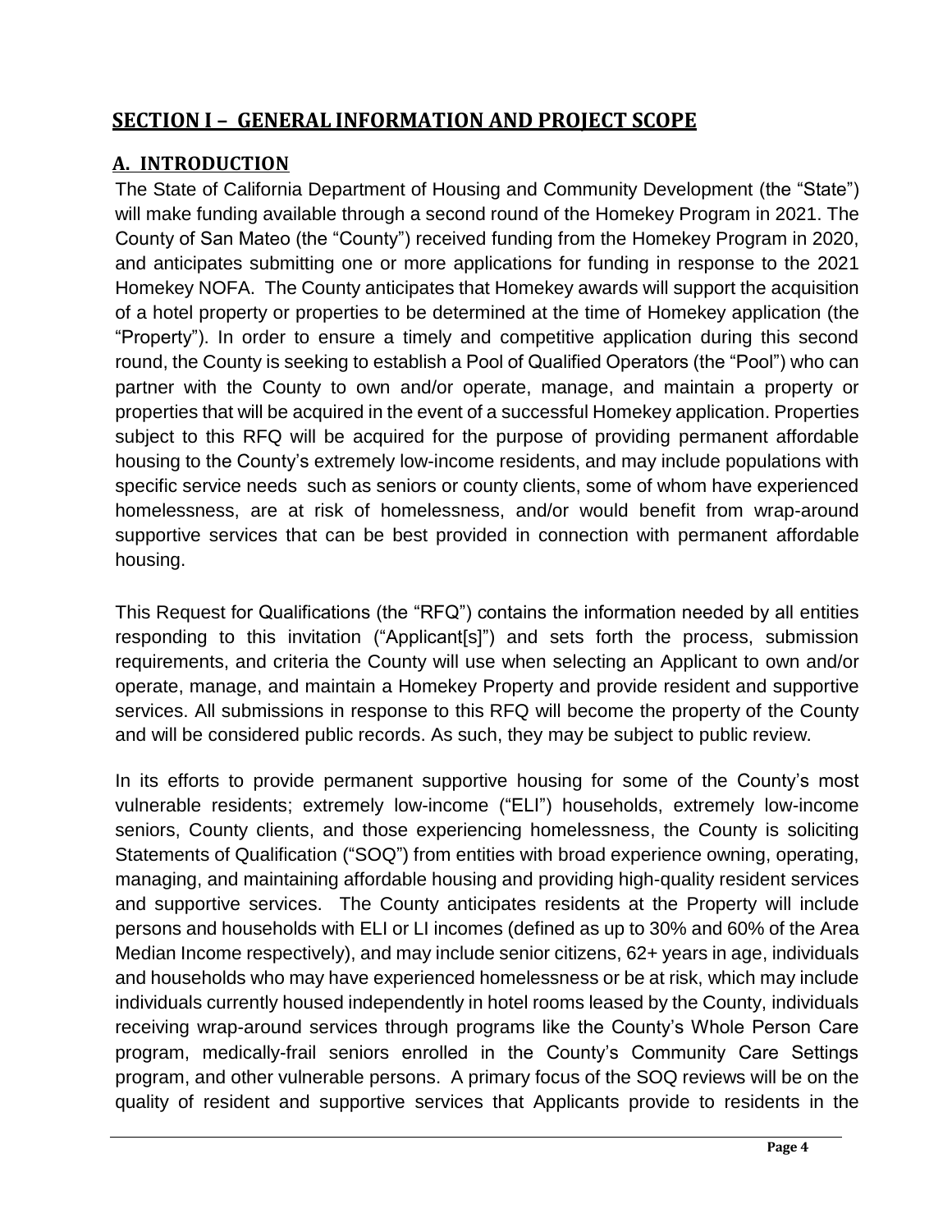## SECTION I – GENERAL INFORMATION AND PROJECT SCOPE

### A. INTRODUCTION

The State of California Department of Housing and Community Development (the "State") will make funding available through a second round of the Homekey Program in 2021. The County of San Mateo (the "County") received funding from the Homekey Program in 2020, and anticipates submitting one or more applications for funding in response to the 2021 Homekey NOFA. The County anticipates that Homekey awards will support the acquisition of a hotel property or properties to be determined at the time of Homekey application (the "Property"). In order to ensure a timely and competitive application during this second round, the County is seeking to establish a Pool of Qualified Operators (the "Pool") who can partner with the County to own and/or operate, manage, and maintain a property or properties that will be acquired in the event of a successful Homekey application. Properties subject to this RFQ will be acquired for the purpose of providing permanent affordable housing to the County's extremely low-income residents, and may include populations with specific service needs such as seniors or county clients, some of whom have experienced homelessness, are at risk of homelessness, and/or would benefit from wrap-around supportive services that can be best provided in connection with permanent affordable housing.

This Request for Qualifications (the "RFQ") contains the information needed by all entities responding to this invitation ("Applicant[s]") and sets forth the process, submission requirements, and criteria the County will use when selecting an Applicant to own and/or operate, manage, and maintain a Homekey Property and provide resident and supportive services. All submissions in response to this RFQ will become the property of the County and will be considered public records. As such, they may be subject to public review.

In its efforts to provide permanent supportive housing for some of the County's most vulnerable residents; extremely low-income ("ELI") households, extremely low-income seniors, County clients, and those experiencing homelessness, the County is soliciting Statements of Qualification ("SOQ") from entities with broad experience owning, operating, managing, and maintaining affordable housing and providing high-quality resident services and supportive services. The County anticipates residents at the Property will include persons and households with ELI or LI incomes (defined as up to 30% and 60% of the Area Median Income respectively), and may include senior citizens, 62+ years in age, individuals and households who may have experienced homelessness or be at risk, which may include individuals currently housed independently in hotel rooms leased by the County, individuals receiving wrap-around services through programs like the County's Whole Person Care program, medically-frail seniors enrolled in the County's Community Care Settings program, and other vulnerable persons. A primary focus of the SOQ reviews will be on the quality of resident and supportive services that Applicants provide to residents in the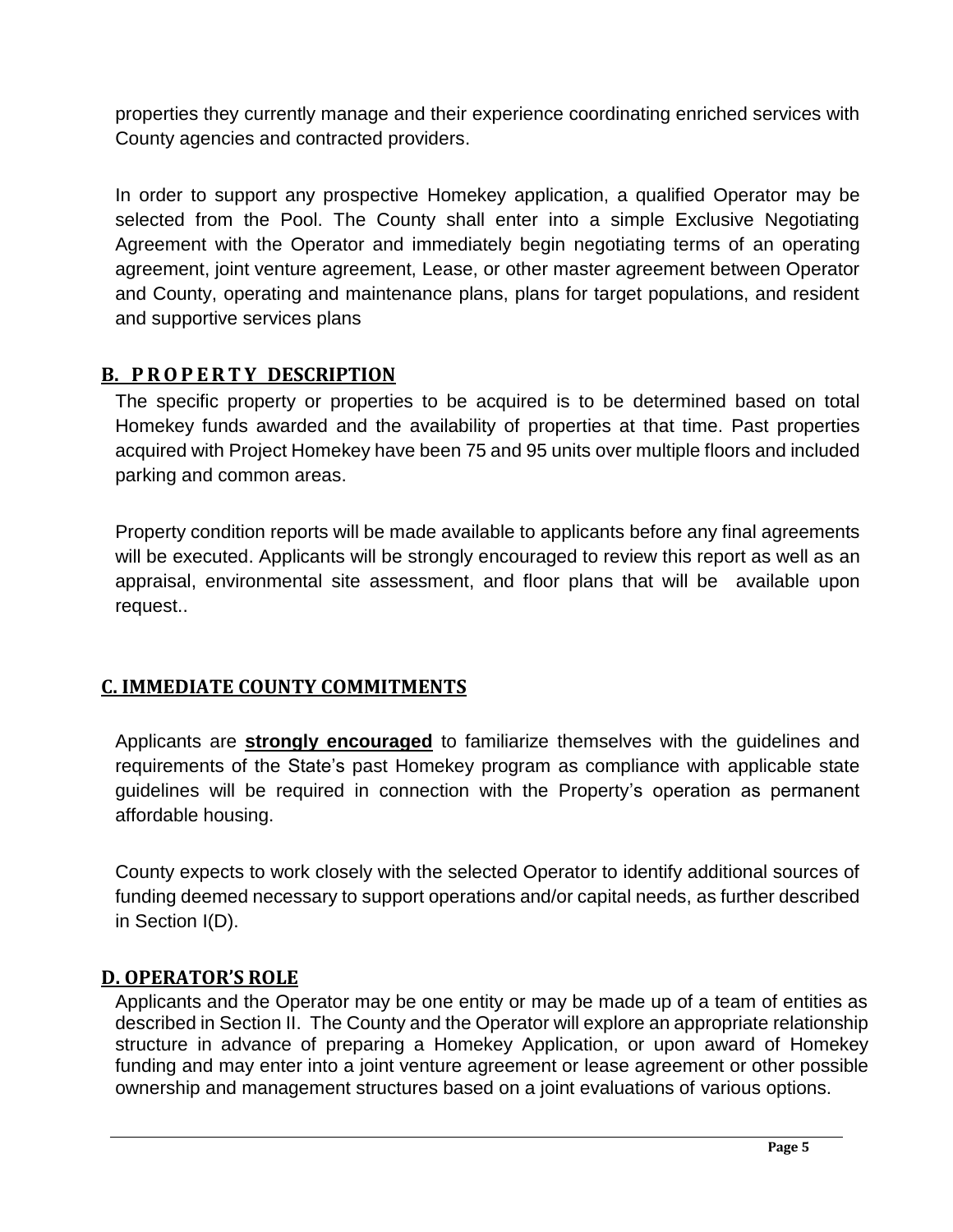properties they currently manage and their experience coordinating enriched services with County agencies and contracted providers.

In order to support any prospective Homekey application, a qualified Operator may be selected from the Pool. The County shall enter into a simple Exclusive Negotiating Agreement with the Operator and immediately begin negotiating terms of an operating agreement, joint venture agreement, Lease, or other master agreement between Operator and County, operating and maintenance plans, plans for target populations, and resident and supportive services plans

## B. PROPERTY DESCRIPTION

The specific property or properties to be acquired is to be determined based on total Homekey funds awarded and the availability of properties at that time. Past properties acquired with Project Homekey have been 75 and 95 units over multiple floors and included parking and common areas.

Property condition reports will be made available to applicants before any final agreements will be executed. Applicants will be strongly encouraged to review this report as well as an appraisal, environmental site assessment, and floor plans that will be available upon request..

## C. IMMEDIATE COUNTY COMMITMENTS

Applicants are **strongly encouraged** to familiarize themselves with the guidelines and requirements of the State's past Homekey program as compliance with applicable state guidelines will be required in connection with the Property's operation as permanent affordable housing.

County expects to work closely with the selected Operator to identify additional sources of funding deemed necessary to support operations and/or capital needs, as further described in Section I(D).

## D. OPERATOR'S ROLE

Applicants and the Operator may be one entity or may be made up of a team of entities as described in Section II. The County and the Operator will explore an appropriate relationship structure in advance of preparing a Homekey Application, or upon award of Homekey funding and may enter into a joint venture agreement or lease agreement or other possible ownership and management structures based on a joint evaluations of various options.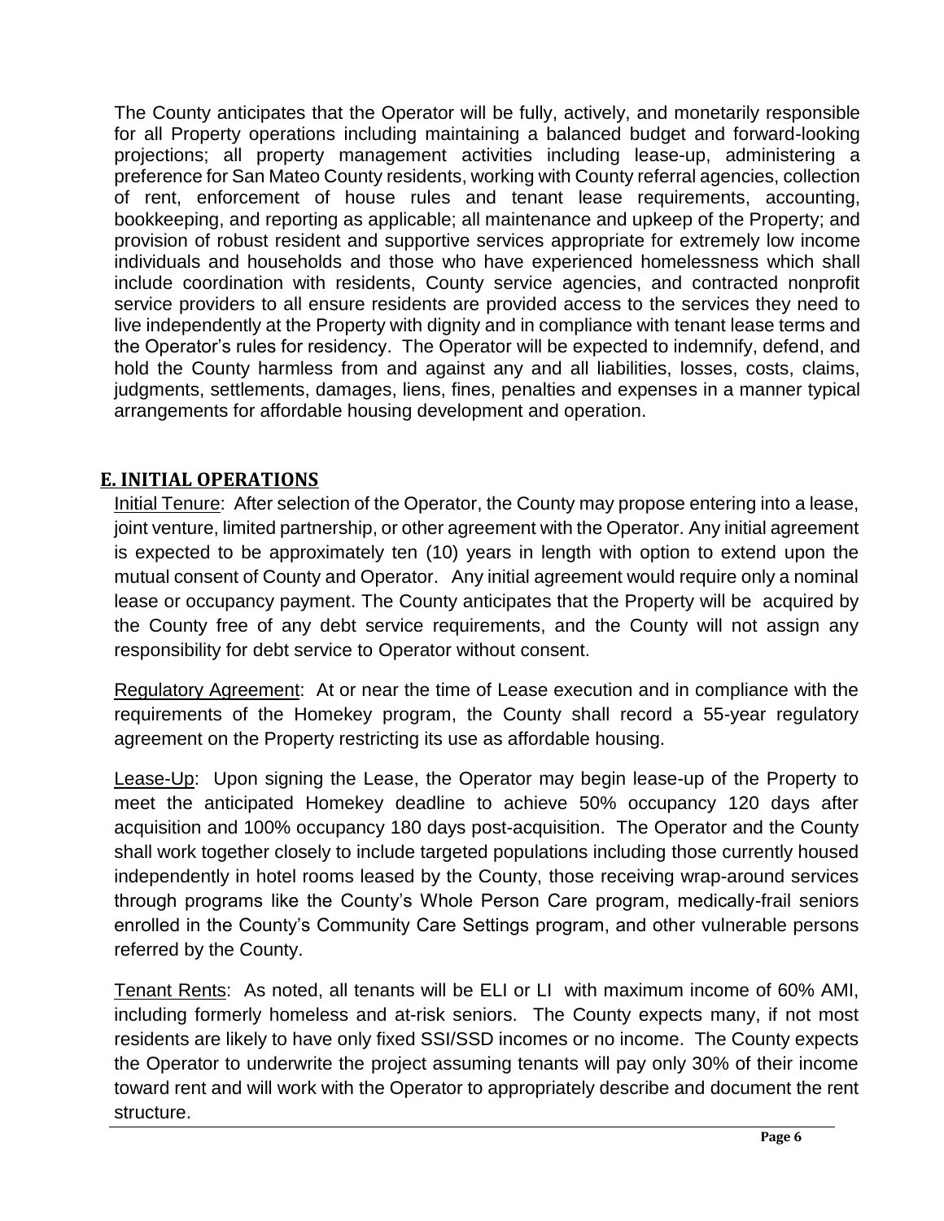The County anticipates that the Operator will be fully, actively, and monetarily responsible for all Property operations including maintaining a balanced budget and forward-looking projections; all property management activities including lease-up, administering a preference for San Mateo County residents, working with County referral agencies, collection of rent, enforcement of house rules and tenant lease requirements, accounting, bookkeeping, and reporting as applicable; all maintenance and upkeep of the Property; and provision of robust resident and supportive services appropriate for extremely low income individuals and households and those who have experienced homelessness which shall include coordination with residents, County service agencies, and contracted nonprofit service providers to all ensure residents are provided access to the services they need to live independently at the Property with dignity and in compliance with tenant lease terms and the Operator's rules for residency. The Operator will be expected to indemnify, defend, and hold the County harmless from and against any and all liabilities, losses, costs, claims, judgments, settlements, damages, liens, fines, penalties and expenses in a manner typical arrangements for affordable housing development and operation.

## E. INITIAL OPERATIONS

Initial Tenure: After selection of the Operator, the County may propose entering into a lease, joint venture, limited partnership, or other agreement with the Operator. Any initial agreement is expected to be approximately ten (10) years in length with option to extend upon the mutual consent of County and Operator. Any initial agreement would require only a nominal lease or occupancy payment. The County anticipates that the Property will be acquired by the County free of any debt service requirements, and the County will not assign any responsibility for debt service to Operator without consent.

Regulatory Agreement: At or near the time of Lease execution and in compliance with the requirements of the Homekey program, the County shall record a 55-year regulatory agreement on the Property restricting its use as affordable housing.

Lease-Up: Upon signing the Lease, the Operator may begin lease-up of the Property to meet the anticipated Homekey deadline to achieve 50% occupancy 120 days after acquisition and 100% occupancy 180 days post-acquisition. The Operator and the County shall work together closely to include targeted populations including those currently housed independently in hotel rooms leased by the County, those receiving wrap-around services through programs like the County's Whole Person Care program, medically-frail seniors enrolled in the County's Community Care Settings program, and other vulnerable persons referred by the County.

Tenant Rents: As noted, all tenants will be ELI or LI with maximum income of 60% AMI, including formerly homeless and at-risk seniors. The County expects many, if not most residents are likely to have only fixed SSI/SSD incomes or no income. The County expects the Operator to underwrite the project assuming tenants will pay only 30% of their income toward rent and will work with the Operator to appropriately describe and document the rent structure.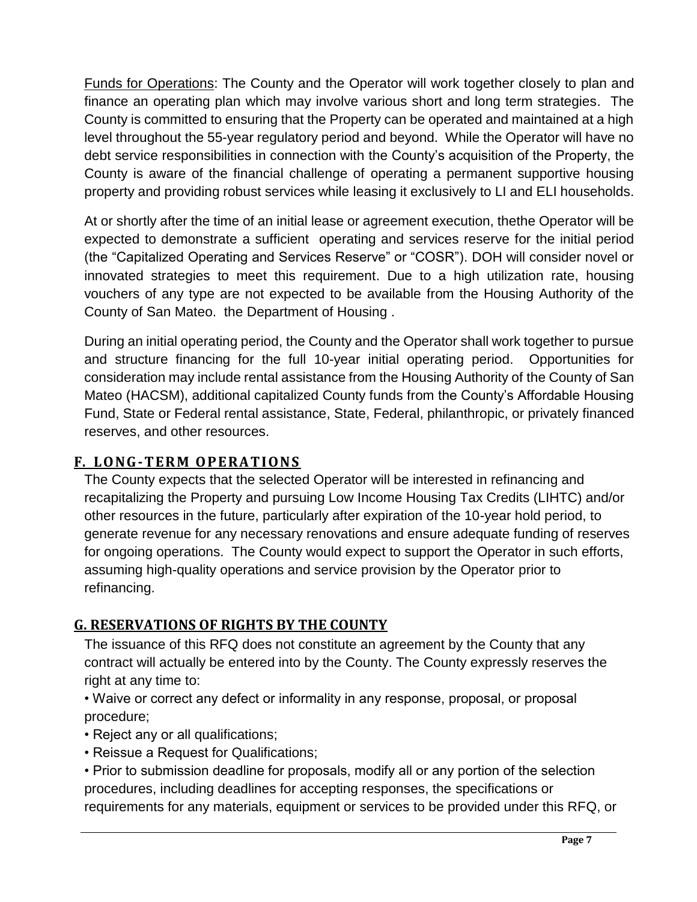Funds for Operations: The County and the Operator will work together closely to plan and finance an operating plan which may involve various short and long term strategies. The County is committed to ensuring that the Property can be operated and maintained at a high level throughout the 55-year regulatory period and beyond. While the Operator will have no debt service responsibilities in connection with the County's acquisition of the Property, the County is aware of the financial challenge of operating a permanent supportive housing property and providing robust services while leasing it exclusively to LI and ELI households.

At or shortly after the time of an initial lease or agreement execution, thethe Operator will be expected to demonstrate a sufficient operating and services reserve for the initial period (the "Capitalized Operating and Services Reserve" or "COSR"). DOH will consider novel or innovated strategies to meet this requirement. Due to a high utilization rate, housing vouchers of any type are not expected to be available from the Housing Authority of the County of San Mateo. the Department of Housing .

During an initial operating period, the County and the Operator shall work together to pursue and structure financing for the full 10-year initial operating period. Opportunities for consideration may include rental assistance from the Housing Authority of the County of San Mateo (HACSM), additional capitalized County funds from the County's Affordable Housing Fund, State or Federal rental assistance, State, Federal, philanthropic, or privately financed reserves, and other resources.

## F. LONG-TERM OPERATIONS

The County expects that the selected Operator will be interested in refinancing and recapitalizing the Property and pursuing Low Income Housing Tax Credits (LIHTC) and/or other resources in the future, particularly after expiration of the 10-year hold period, to generate revenue for any necessary renovations and ensure adequate funding of reserves for ongoing operations. The County would expect to support the Operator in such efforts, assuming high-quality operations and service provision by the Operator prior to refinancing.

## G. RESERVATIONS OF RIGHTS BY THE COUNTY

The issuance of this RFQ does not constitute an agreement by the County that any contract will actually be entered into by the County. The County expressly reserves the right at any time to:

- Waive or correct any defect or informality in any response, proposal, or proposal procedure;
- Reject any or all qualifications;
- Reissue a Request for Qualifications;
- Prior to submission deadline for proposals, modify all or any portion of the selection procedures, including deadlines for accepting responses, the specifications or requirements for any materials, equipment or services to be provided under this RFQ, or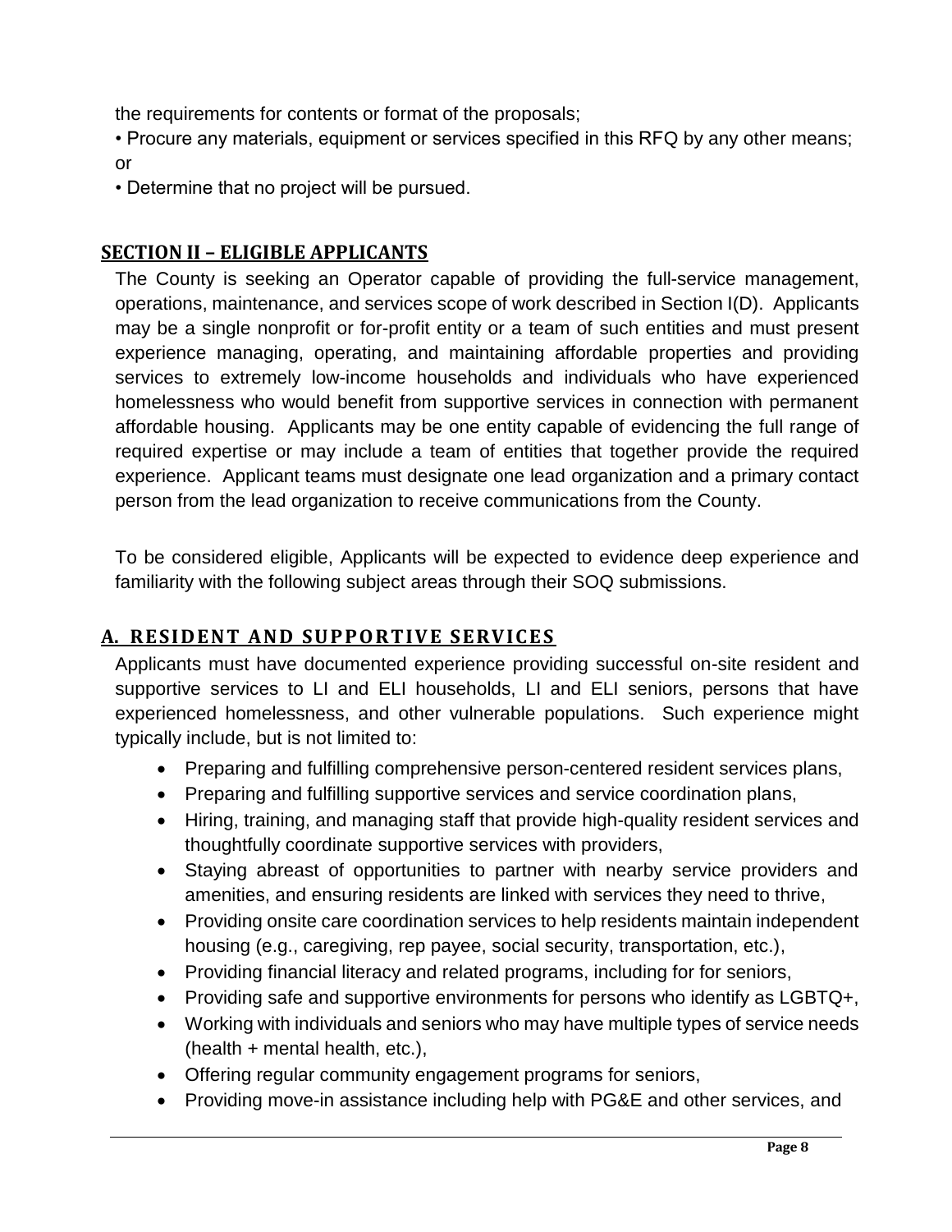the requirements for contents or format of the proposals;

• Procure any materials, equipment or services specified in this RFQ by any other means; or

• Determine that no project will be pursued.

## SECTION II – ELIGIBLE APPLICANTS

The County is seeking an Operator capable of providing the full-service management, operations, maintenance, and services scope of work described in Section I(D). Applicants may be a single nonprofit or for-profit entity or a team of such entities and must present experience managing, operating, and maintaining affordable properties and providing services to extremely low-income households and individuals who have experienced homelessness who would benefit from supportive services in connection with permanent affordable housing. Applicants may be one entity capable of evidencing the full range of required expertise or may include a team of entities that together provide the required experience. Applicant teams must designate one lead organization and a primary contact person from the lead organization to receive communications from the County.

To be considered eligible, Applicants will be expected to evidence deep experience and familiarity with the following subject areas through their SOQ submissions.

### A. RESIDENT AND SUPPORTIVE SERVICES

Applicants must have documented experience providing successful on-site resident and supportive services to LI and ELI households, LI and ELI seniors, persons that have experienced homelessness, and other vulnerable populations. Such experience might typically include, but is not limited to:

- Preparing and fulfilling comprehensive person-centered resident services plans,
- Preparing and fulfilling supportive services and service coordination plans,
- Hiring, training, and managing staff that provide high-quality resident services and thoughtfully coordinate supportive services with providers,
- Staying abreast of opportunities to partner with nearby service providers and amenities, and ensuring residents are linked with services they need to thrive,
- Providing onsite care coordination services to help residents maintain independent housing (e.g., caregiving, rep payee, social security, transportation, etc.),
- Providing financial literacy and related programs, including for for seniors,
- Providing safe and supportive environments for persons who identify as LGBTQ+,
- Working with individuals and seniors who may have multiple types of service needs (health + mental health, etc.),
- Offering regular community engagement programs for seniors,
- Providing move-in assistance including help with PG&E and other services, and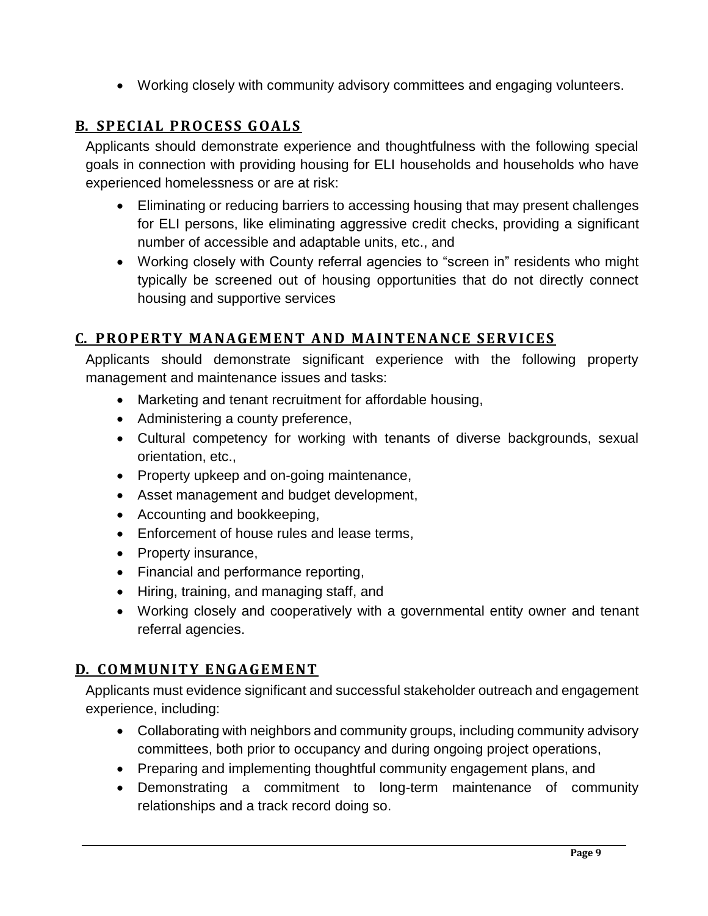- Working closely with community advisory committees and engaging volunteers.

## B. SPECIAL PROCESS GOALS

Applicants should demonstrate experience and thoughtfulness with the following special goals in connection with providing housing for ELI households and households who have experienced homelessness or are at risk:

- Eliminating or reducing barriers to accessing housing that may present challenges for ELI persons, like eliminating aggressive credit checks, providing a significant number of accessible and adaptable units, etc., and
- Working closely with County referral agencies to "screen in" residents who might typically be screened out of housing opportunities that do not directly connect housing and supportive services

## C. PROPERTY MANAGEMENT AND MAINTENANCE SERVICES

Applicants should demonstrate significant experience with the following property management and maintenance issues and tasks:

- Marketing and tenant recruitment for affordable housing,
- Administering a county preference,
- Cultural competency for working with tenants of diverse backgrounds, sexual orientation, etc.,
- Property upkeep and on-going maintenance,
- Asset management and budget development,
- Accounting and bookkeeping,
- Enforcement of house rules and lease terms,
- Property insurance,
- Financial and performance reporting,
- Hiring, training, and managing staff, and
- Working closely and cooperatively with a governmental entity owner and tenant referral agencies.

## D. COMMUNITY ENGAGEMENT

Applicants must evidence significant and successful stakeholder outreach and engagement experience, including:

- Collaborating with neighbors and community groups, including community advisory committees, both prior to occupancy and during ongoing project operations,
- Preparing and implementing thoughtful community engagement plans, and
- Demonstrating a commitment to long-term maintenance of community relationships and a track record doing so.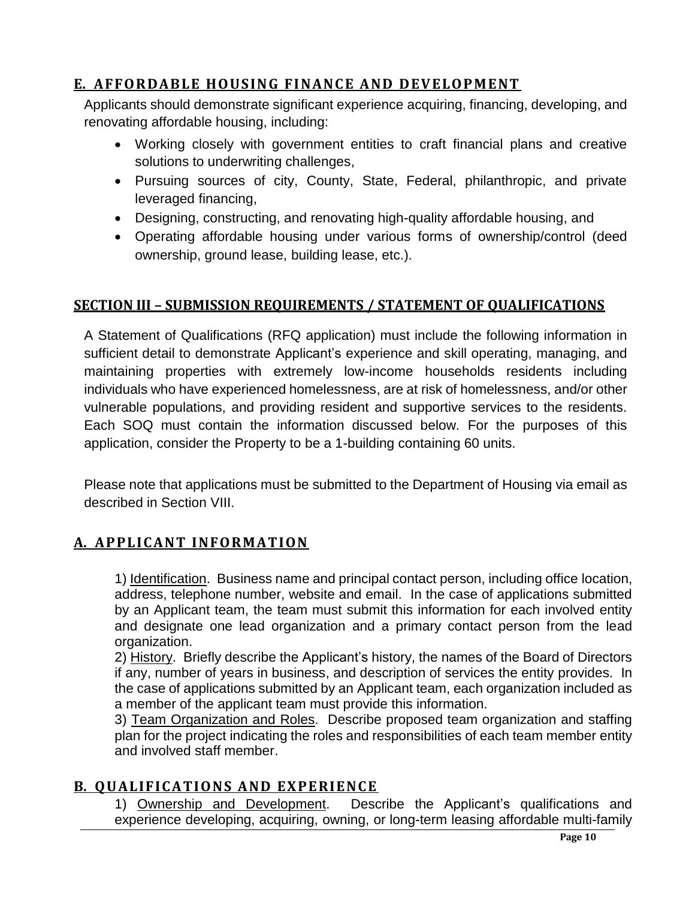## E. AFFORDABLE HOUSING FINANCE AND DEVELOPMENT

Applicants should demonstrate significant experience acquiring, financing, developing, and renovating affordable housing, including:

- Working closely with government entities to craft financial plans and creative solutions to underwriting challenges,
- Pursuing sources of city, County, State, Federal, philanthropic, and private leveraged financing,
- Designing, constructing, and renovating high-quality affordable housing, and
- Operating affordable housing under various forms of ownership/control (deed ownership, ground lease, building lease, etc.).

## SECTION III – SUBMISSION REQUIREMENTS / STATEMENT OF QUALIFICATIONS

A Statement of Qualifications (RFQ application) must include the following information in sufficient detail to demonstrate Applicant's experience and skill operating, managing, and maintaining properties with extremely low-income households residents including individuals who have experienced homelessness, are at risk of homelessness, and/or other vulnerable populations, and providing resident and supportive services to the residents. Each SOQ must contain the information discussed below. For the purposes of this application, consider the Property to be a 1-building containing 60 units.

Please note that applications must be submitted to the Department of Housing via email as described in Section VIII.

## A. APPLICANT INFORMATION

1) Identification. Business name and principal contact person, including office location, address, telephone number, website and email. In the case of applications submitted by an Applicant team, the team must submit this information for each involved entity and designate one lead organization and a primary contact person from the lead organization.

2) History. Briefly describe the Applicant's history, the names of the Board of Directors if any, number of years in business, and description of services the entity provides. In the case of applications submitted by an Applicant team, each organization included as a member of the applicant team must provide this information.

3) Team Organization and Roles. Describe proposed team organization and staffing plan for the project indicating the roles and responsibilities of each team member entity and involved staff member.

## B. QUALIFICATIONS AND EXPERIENCE

1) Ownership and Development. Describe the Applicant's qualifications and experience developing, acquiring, owning, or long-term leasing affordable multi-family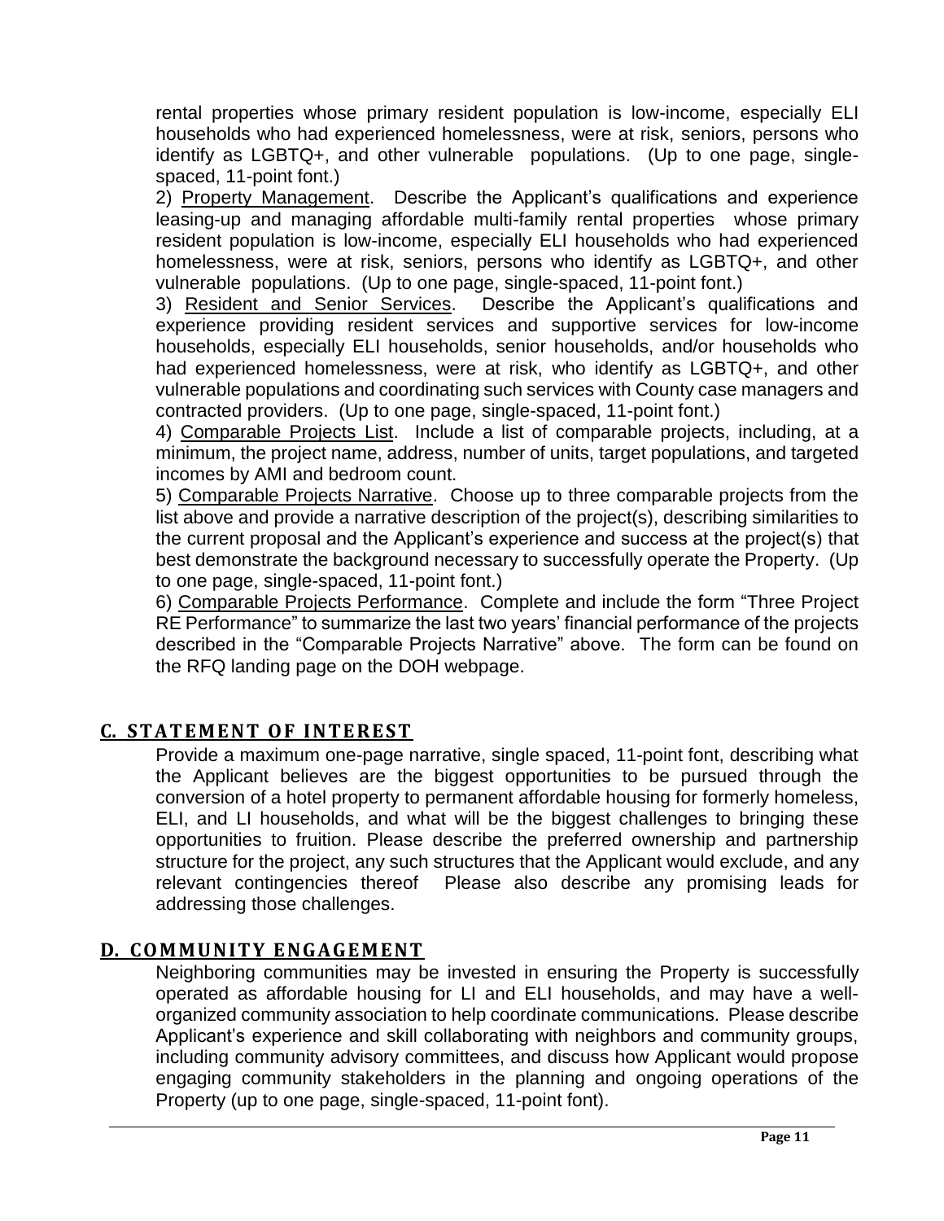rental properties whose primary resident population is low-income, especially ELI households who had experienced homelessness, were at risk, seniors, persons who identify as LGBTQ+, and other vulnerable populations. (Up to one page, single-spaced, 11-point font.)

2) Property Management. Describe the Applicant's qualifications and experience leasing-up and managing affordable multi-family rental properties whose primary resident population is low-income, especially ELI households who had experienced homelessness, were at risk, seniors, persons who identify as LGBTQ+, and other vulnerable populations. (Up to one page, single-spaced, 11-point font.)

3) Resident and Senior Services. Describe the Applicant's qualifications and experience providing resident services and supportive services for low-income households, especially ELI households, senior households, and/or households who had experienced homelessness, were at risk, who identify as LGBTQ+, and other vulnerable populations and coordinating such services with County case managers and contracted providers. (Up to one page, single-spaced, 11-point font.)

4) Comparable Projects List. Include a list of comparable projects, including, at a minimum, the project name, address, number of units, target populations, and targeted incomes by AMI and bedroom count.

5) Comparable Projects Narrative. Choose up to three comparable projects from the list above and provide a narrative description of the project(s), describing similarities to the current proposal and the Applicant's experience and success at the project(s) that best demonstrate the background necessary to successfully operate the Property. (Up to one page, single-spaced, 11-point font.)

6) Comparable Projects Performance. Complete and include the form "Three Project RE Performance" to summarize the last two years' financial performance of the projects described in the "Comparable Projects Narrative" above. The form can be found on the RFQ landing page on the DOH webpage.

## C. STATEMENT OF INTEREST

Provide a maximum one-page narrative, single spaced, 11-point font, describing what the Applicant believes are the biggest opportunities to be pursued through the conversion of a hotel property to permanent affordable housing for formerly homeless, ELI, and LI households, and what will be the biggest challenges to bringing these opportunities to fruition. Please describe the preferred ownership and partnership structure for the project, any such structures that the Applicant would exclude, and any relevant contingencies thereof Please also describe any promising leads for addressing those challenges.

## D. COMMUNITY ENGAGEMENT

Neighboring communities may be invested in ensuring the Property is successfully operated as affordable housing for LI and ELI households, and may have a well-organized community association to help coordinate communications. Please describe Applicant's experience and skill collaborating with neighbors and community groups, including community advisory committees, and discuss how Applicant would propose engaging community stakeholders in the planning and ongoing operations of the Property (up to one page, single-spaced, 11-point font).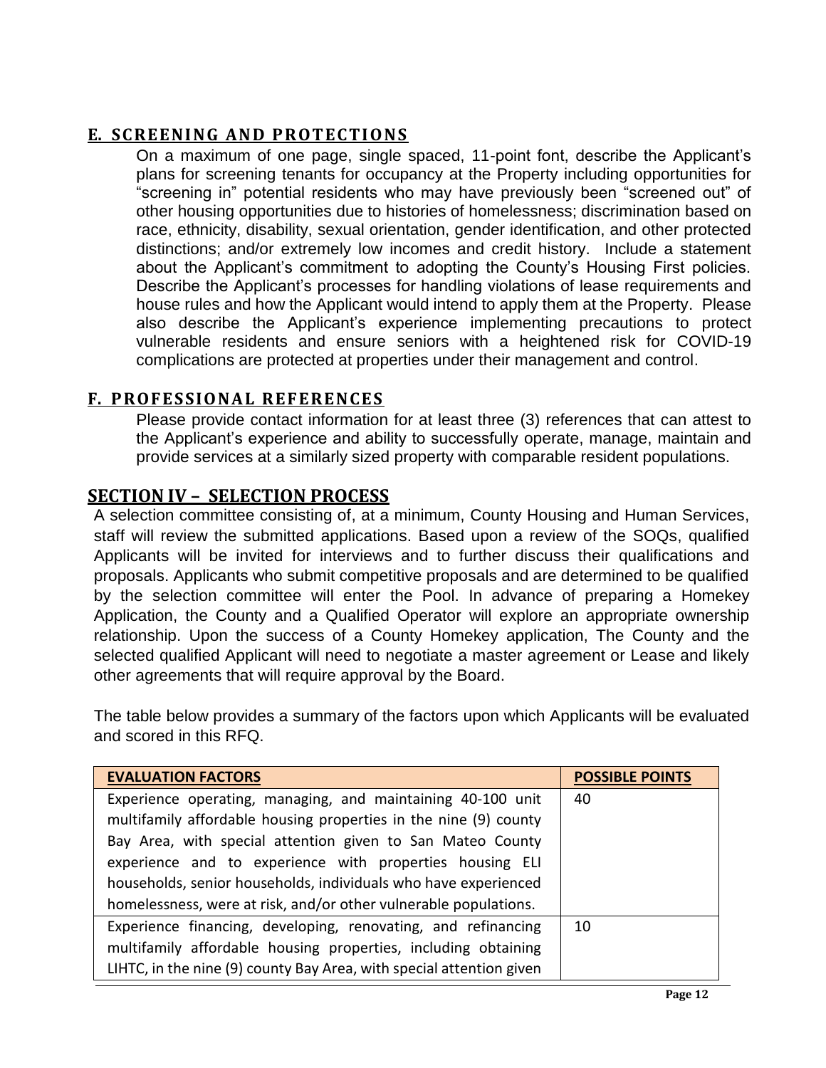## E. SCREENING AND PROTECTIONS

On a maximum of one page, single spaced, 11-point font, describe the Applicant's plans for screening tenants for occupancy at the Property including opportunities for "screening in" potential residents who may have previously been "screened out" of other housing opportunities due to histories of homelessness; discrimination based on race, ethnicity, disability, sexual orientation, gender identification, and other protected distinctions; and/or extremely low incomes and credit history. Include a statement about the Applicant's commitment to adopting the County's Housing First policies. Describe the Applicant's processes for handling violations of lease requirements and house rules and how the Applicant would intend to apply them at the Property. Please also describe the Applicant's experience implementing precautions to protect vulnerable residents and ensure seniors with a heightened risk for COVID-19 complications are protected at properties under their management and control.

## F. PROFESSIONAL REFERENCES

Please provide contact information for at least three (3) references that can attest to the Applicant's experience and ability to successfully operate, manage, maintain and provide services at a similarly sized property with comparable resident populations.

# SECTION IV – SELECTION PROCESS

A selection committee consisting of, at a minimum, County Housing and Human Services, staff will review the submitted applications. Based upon a review of the SOQs, qualified Applicants will be invited for interviews and to further discuss their qualifications and proposals. Applicants who submit competitive proposals and are determined to be qualified by the selection committee will enter the Pool. In advance of preparing a Homekey Application, the County and a Qualified Operator will explore an appropriate ownership relationship. Upon the success of a County Homekey application, The County and the selected qualified Applicant will need to negotiate a master agreement or Lease and likely other agreements that will require approval by the Board.

The table below provides a summary of the factors upon which Applicants will be evaluated and scored in this RFQ.

| EVALUATION FACTORS | POSSIBLE POINTS |
|---|---|
| Experience operating, managing, and maintaining 40-100 unit multifamily affordable housing properties in the nine (9) county Bay Area, with special attention given to San Mateo County experience and to experience with properties housing ELI households, senior households, individuals who have experienced homelessness, were at risk, and/or other vulnerable populations. | 40 |
| Experience financing, developing, renovating, and refinancing multifamily affordable housing properties, including obtaining LIHTC, in the nine (9) county Bay Area, with special attention given | 10 |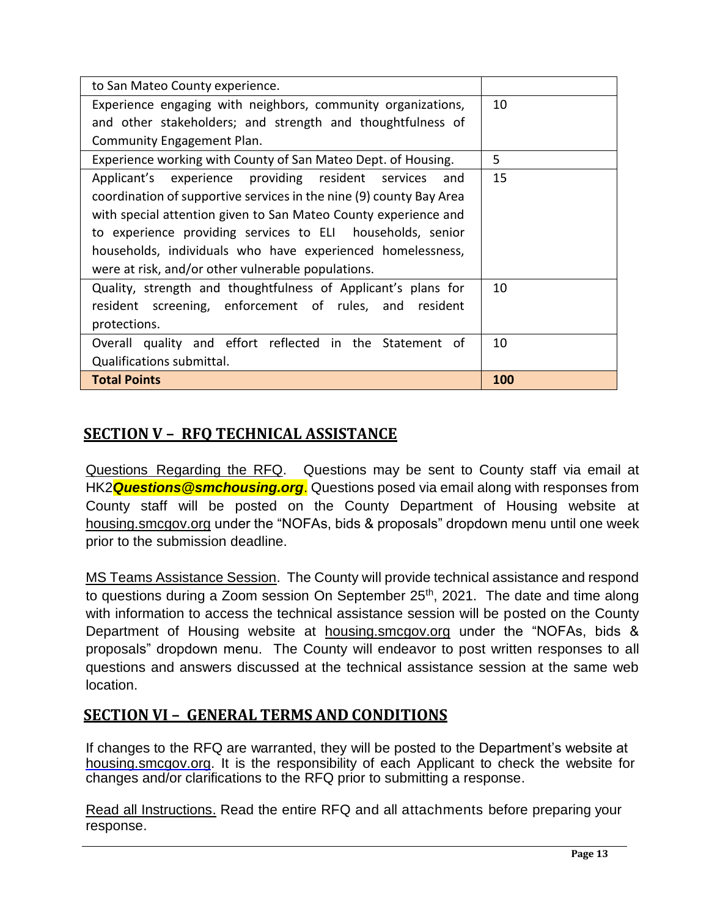| | |
|---|---|
| to San Mateo County experience. | |
| Experience engaging with neighbors, community organizations, and other stakeholders; and strength and thoughtfulness of Community Engagement Plan. | 10 |
| Experience working with County of San Mateo Dept. of Housing. | 5 |
| Applicant's experience providing resident services and coordination of supportive services in the nine (9) county Bay Area with special attention given to San Mateo County experience and to experience providing services to ELI households, senior households, individuals who have experienced homelessness, were at risk, and/or other vulnerable populations. | 15 |
| Quality, strength and thoughtfulness of Applicant's plans for resident screening, enforcement of rules, and resident protections. | 10 |
| Overall quality and effort reflected in the Statement of Qualifications submittal. | 10 |
| **Total Points** | **100** |

## SECTION V – RFQ TECHNICAL ASSISTANCE

Questions Regarding the RFQ. Questions may be sent to County staff via email at HK2***Questions@smchousing.org***. Questions posed via email along with responses from County staff will be posted on the County Department of Housing website at housing.smcgov.org under the "NOFAs, bids & proposals" dropdown menu until one week prior to the submission deadline.

MS Teams Assistance Session. The County will provide technical assistance and respond to questions during a Zoom session On September 25th, 2021. The date and time along with information to access the technical assistance session will be posted on the County Department of Housing website at housing.smcgov.org under the "NOFAs, bids & proposals" dropdown menu. The County will endeavor to post written responses to all questions and answers discussed at the technical assistance session at the same web location.

## SECTION VI – GENERAL TERMS AND CONDITIONS

If changes to the RFQ are warranted, they will be posted to the Department's website at housing.smcgov.org. It is the responsibility of each Applicant to check the website for changes and/or clarifications to the RFQ prior to submitting a response.

Read all Instructions. Read the entire RFQ and all attachments before preparing your response.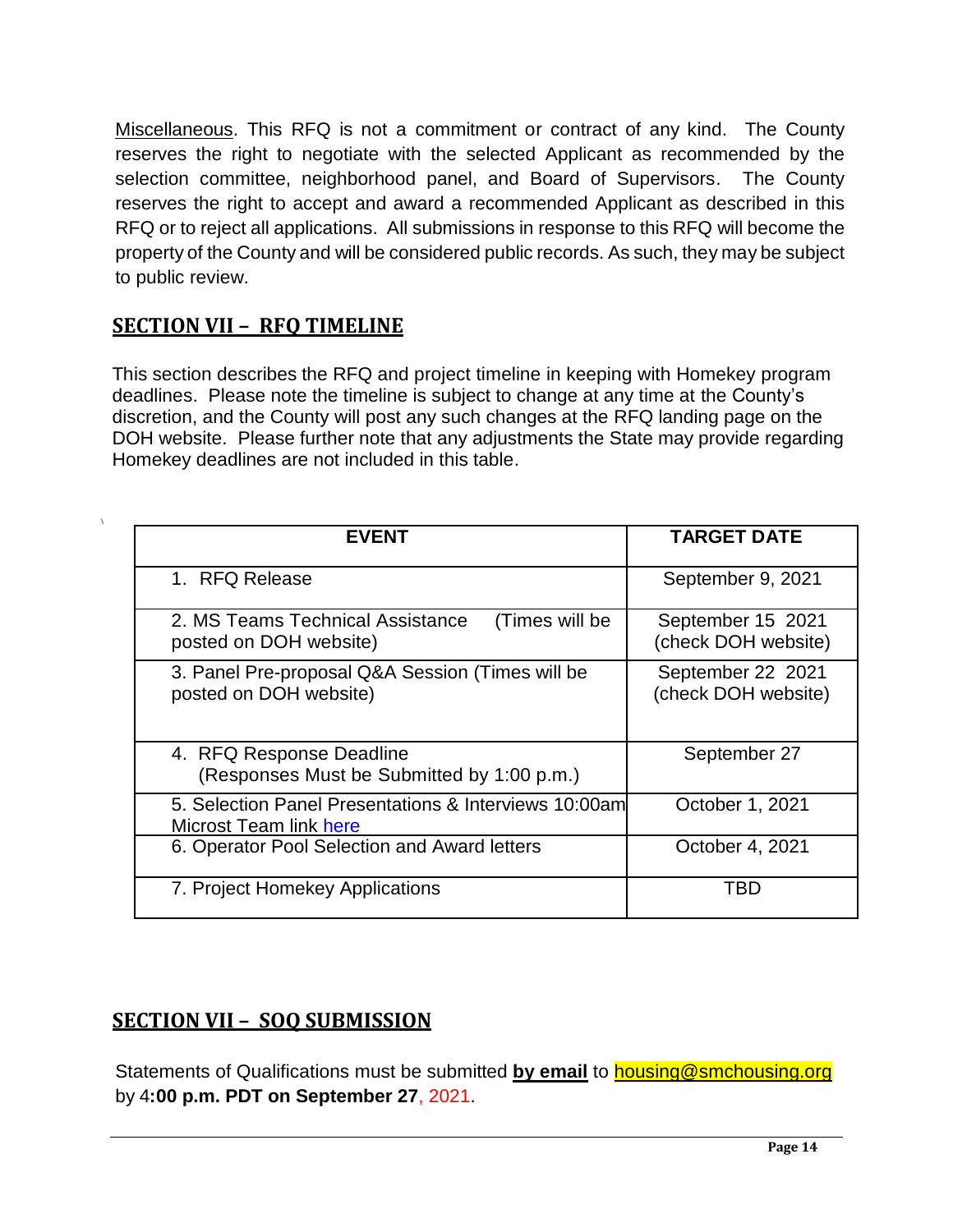Miscellaneous. This RFQ is not a commitment or contract of any kind. The County reserves the right to negotiate with the selected Applicant as recommended by the selection committee, neighborhood panel, and Board of Supervisors. The County reserves the right to accept and award a recommended Applicant as described in this RFQ or to reject all applications. All submissions in response to this RFQ will become the property of the County and will be considered public records. As such, they may be subject to public review.

## SECTION VII – RFQ TIMELINE

This section describes the RFQ and project timeline in keeping with Homekey program deadlines. Please note the timeline is subject to change at any time at the County's discretion, and the County will post any such changes at the RFQ landing page on the DOH website. Please further note that any adjustments the State may provide regarding Homekey deadlines are not included in this table.

| EVENT | TARGET DATE |
|---|---|
| 1. RFQ Release | September 9, 2021 |
| 2. MS Teams Technical Assistance (Times will be posted on DOH website) | September 15 2021 (check DOH website) |
| 3. Panel Pre-proposal Q&A Session (Times will be posted on DOH website) | September 22 2021 (check DOH website) |
| 4. RFQ Response Deadline (Responses Must be Submitted by 1:00 p.m.) | September 27 |
| 5. Selection Panel Presentations & Interviews 10:00am Microst Team link here | October 1, 2021 |
| 6. Operator Pool Selection and Award letters | October 4, 2021 |
| 7. Project Homekey Applications | TBD |

## SECTION VII – SOQ SUBMISSION

Statements of Qualifications must be submitted **by email** to housing@smchousing.org by 4**:00 p.m. PDT on September 27**, 2021.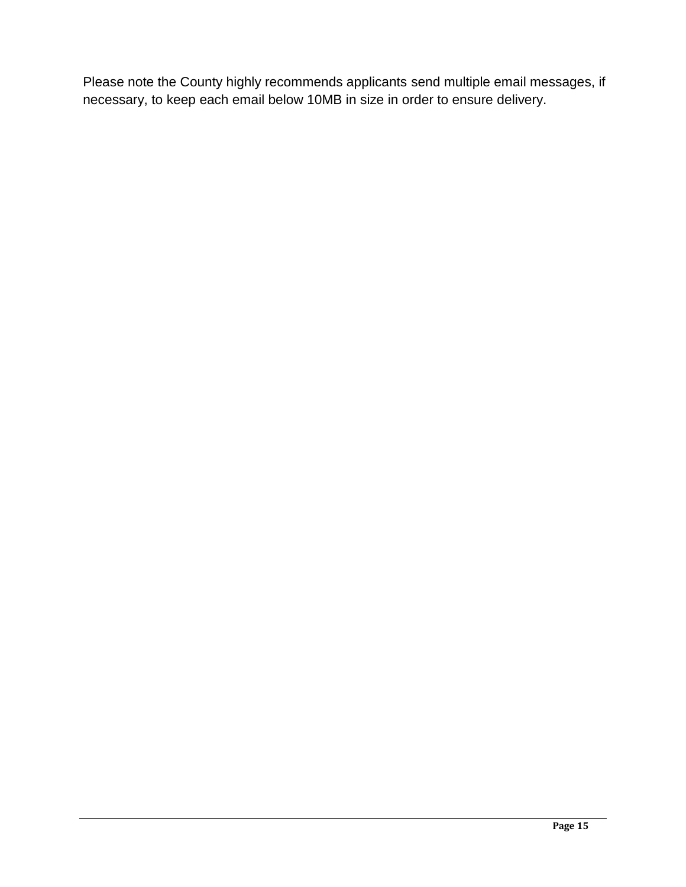Please note the County highly recommends applicants send multiple email messages, if necessary, to keep each email below 10MB in size in order to ensure delivery.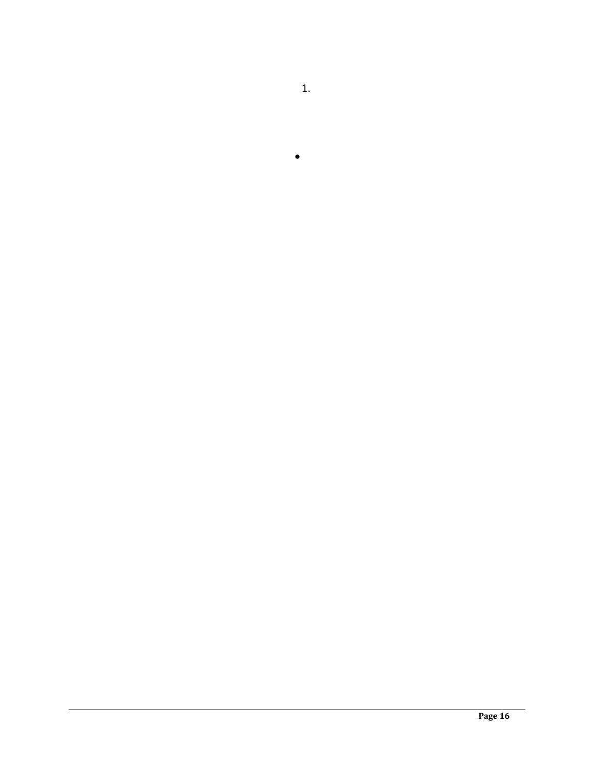1.

-